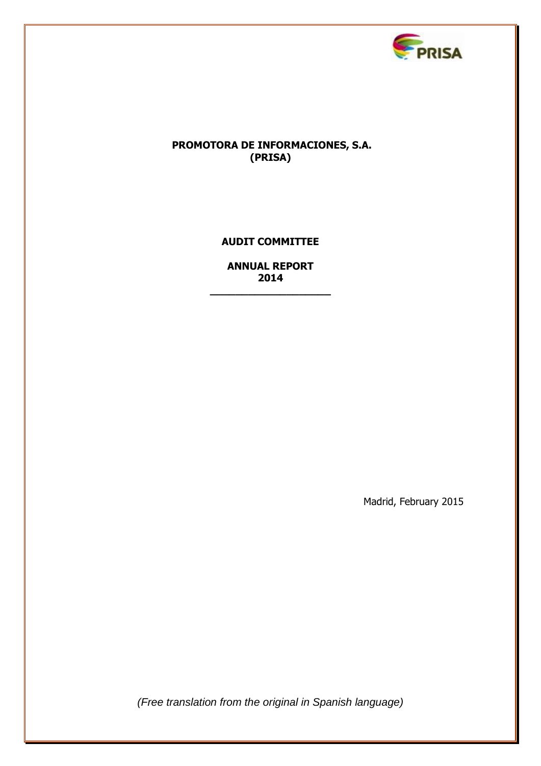**PROMOTORA DE INFORMACIONES, S.A.**
**(PRISA)**

**AUDIT COMMITTEE**

**ANNUAL REPORT**
**2014**

Madrid, February 2015

*(Free translation from the original in Spanish language)*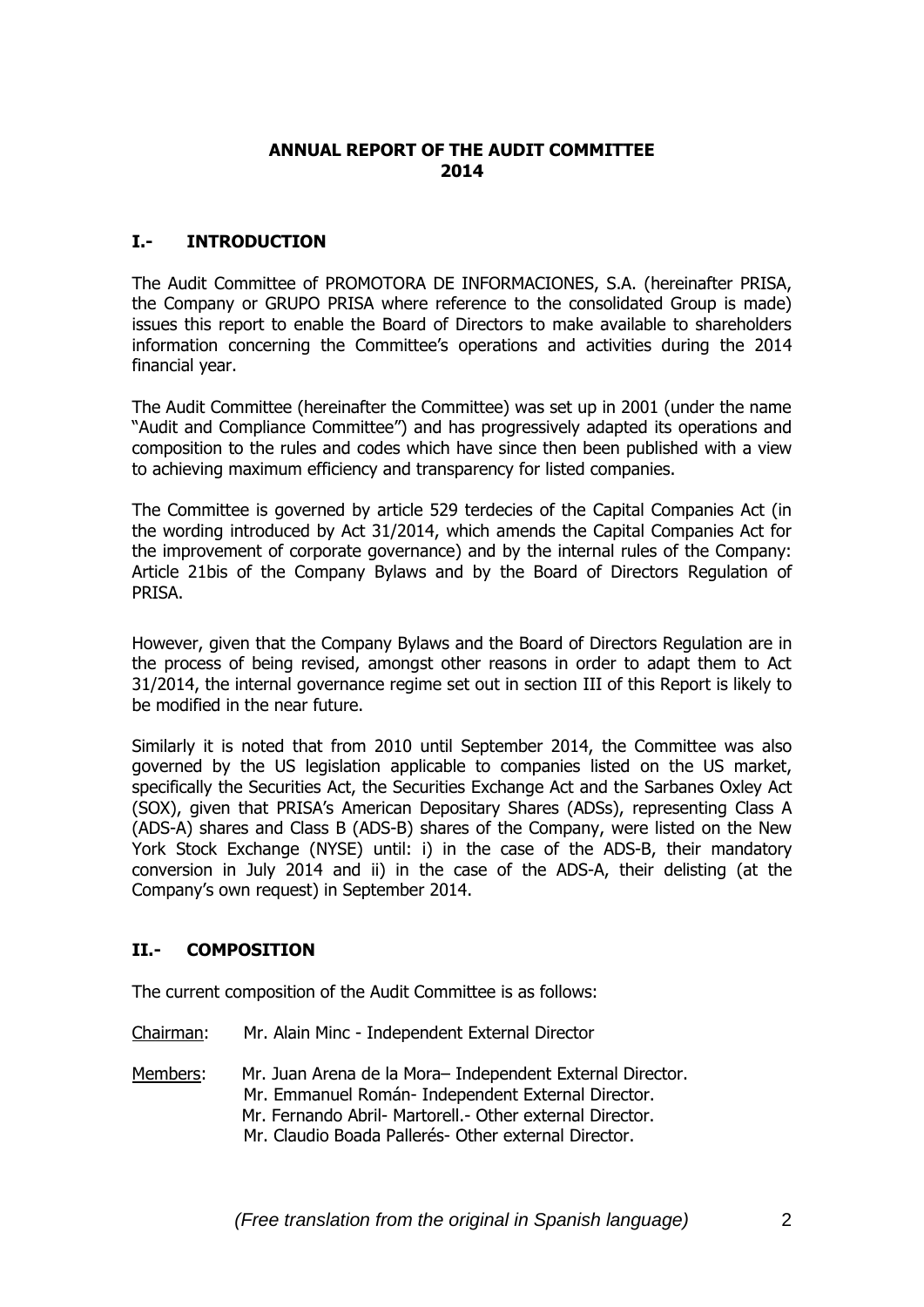**ANNUAL REPORT OF THE AUDIT COMMITTEE 2014**

## I.- INTRODUCTION

The Audit Committee of PROMOTORA DE INFORMACIONES, S.A. (hereinafter PRISA, the Company or GRUPO PRISA where reference to the consolidated Group is made) issues this report to enable the Board of Directors to make available to shareholders information concerning the Committee's operations and activities during the 2014 financial year.

The Audit Committee (hereinafter the Committee) was set up in 2001 (under the name "Audit and Compliance Committee") and has progressively adapted its operations and composition to the rules and codes which have since then been published with a view to achieving maximum efficiency and transparency for listed companies.

The Committee is governed by article 529 terdecies of the Capital Companies Act (in the wording introduced by Act 31/2014, which amends the Capital Companies Act for the improvement of corporate governance) and by the internal rules of the Company: Article 21bis of the Company Bylaws and by the Board of Directors Regulation of PRISA.

However, given that the Company Bylaws and the Board of Directors Regulation are in the process of being revised, amongst other reasons in order to adapt them to Act 31/2014, the internal governance regime set out in section III of this Report is likely to be modified in the near future.

Similarly it is noted that from 2010 until September 2014, the Committee was also governed by the US legislation applicable to companies listed on the US market, specifically the Securities Act, the Securities Exchange Act and the Sarbanes Oxley Act (SOX), given that PRISA's American Depositary Shares (ADSs), representing Class A (ADS-A) shares and Class B (ADS-B) shares of the Company, were listed on the New York Stock Exchange (NYSE) until: i) in the case of the ADS-B, their mandatory conversion in July 2014 and ii) in the case of the ADS-A, their delisting (at the Company's own request) in September 2014.

## II.- COMPOSITION

The current composition of the Audit Committee is as follows:

Chairman: Mr. Alain Minc - Independent External Director

Members: Mr. Juan Arena de la Mora– Independent External Director.
Mr. Emmanuel Román- Independent External Director.
Mr. Fernando Abril- Martorell.- Other external Director.
Mr. Claudio Boada Pallerés- Other external Director.

*(Free translation from the original in Spanish language)*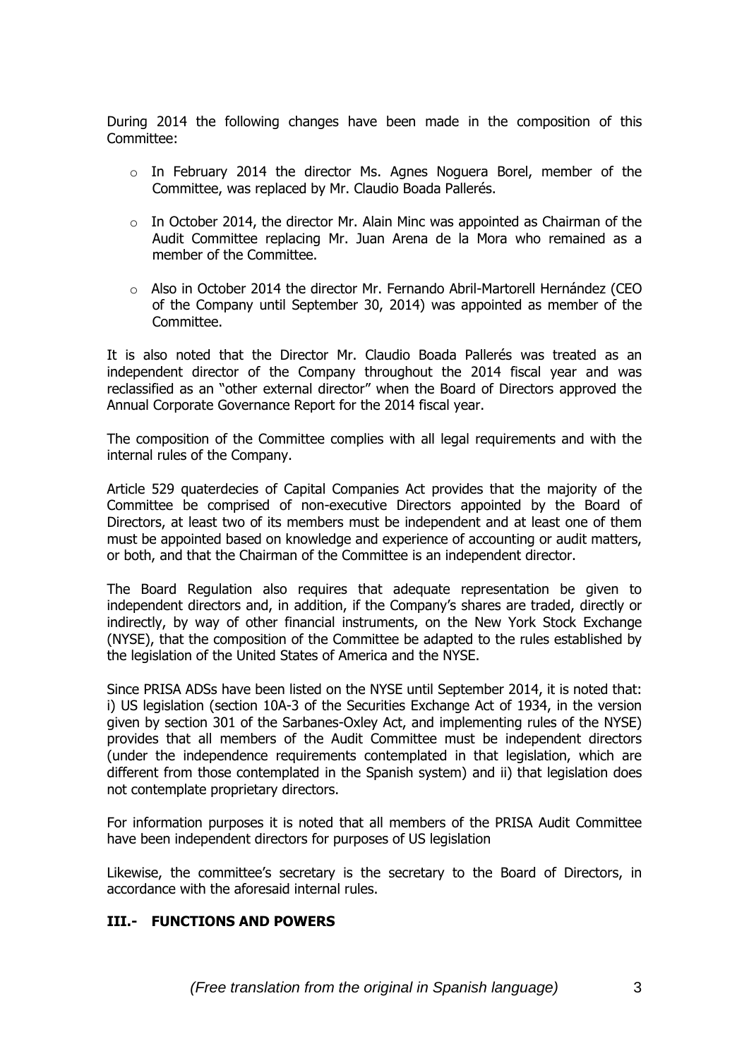During 2014 the following changes have been made in the composition of this Committee:

- In February 2014 the director Ms. Agnes Noguera Borel, member of the Committee, was replaced by Mr. Claudio Boada Pallerés.
- In October 2014, the director Mr. Alain Minc was appointed as Chairman of the Audit Committee replacing Mr. Juan Arena de la Mora who remained as a member of the Committee.
- Also in October 2014 the director Mr. Fernando Abril-Martorell Hernández (CEO of the Company until September 30, 2014) was appointed as member of the Committee.

It is also noted that the Director Mr. Claudio Boada Pallerés was treated as an independent director of the Company throughout the 2014 fiscal year and was reclassified as an "other external director" when the Board of Directors approved the Annual Corporate Governance Report for the 2014 fiscal year.

The composition of the Committee complies with all legal requirements and with the internal rules of the Company.

Article 529 quaterdecies of Capital Companies Act provides that the majority of the Committee be comprised of non-executive Directors appointed by the Board of Directors, at least two of its members must be independent and at least one of them must be appointed based on knowledge and experience of accounting or audit matters, or both, and that the Chairman of the Committee is an independent director.

The Board Regulation also requires that adequate representation be given to independent directors and, in addition, if the Company's shares are traded, directly or indirectly, by way of other financial instruments, on the New York Stock Exchange (NYSE), that the composition of the Committee be adapted to the rules established by the legislation of the United States of America and the NYSE.

Since PRISA ADSs have been listed on the NYSE until September 2014, it is noted that: i) US legislation (section 10A-3 of the Securities Exchange Act of 1934, in the version given by section 301 of the Sarbanes-Oxley Act, and implementing rules of the NYSE) provides that all members of the Audit Committee must be independent directors (under the independence requirements contemplated in that legislation, which are different from those contemplated in the Spanish system) and ii) that legislation does not contemplate proprietary directors.

For information purposes it is noted that all members of the PRISA Audit Committee have been independent directors for purposes of US legislation

Likewise, the committee's secretary is the secretary to the Board of Directors, in accordance with the aforesaid internal rules.

## III.- FUNCTIONS AND POWERS

*(Free translation from the original in Spanish language)*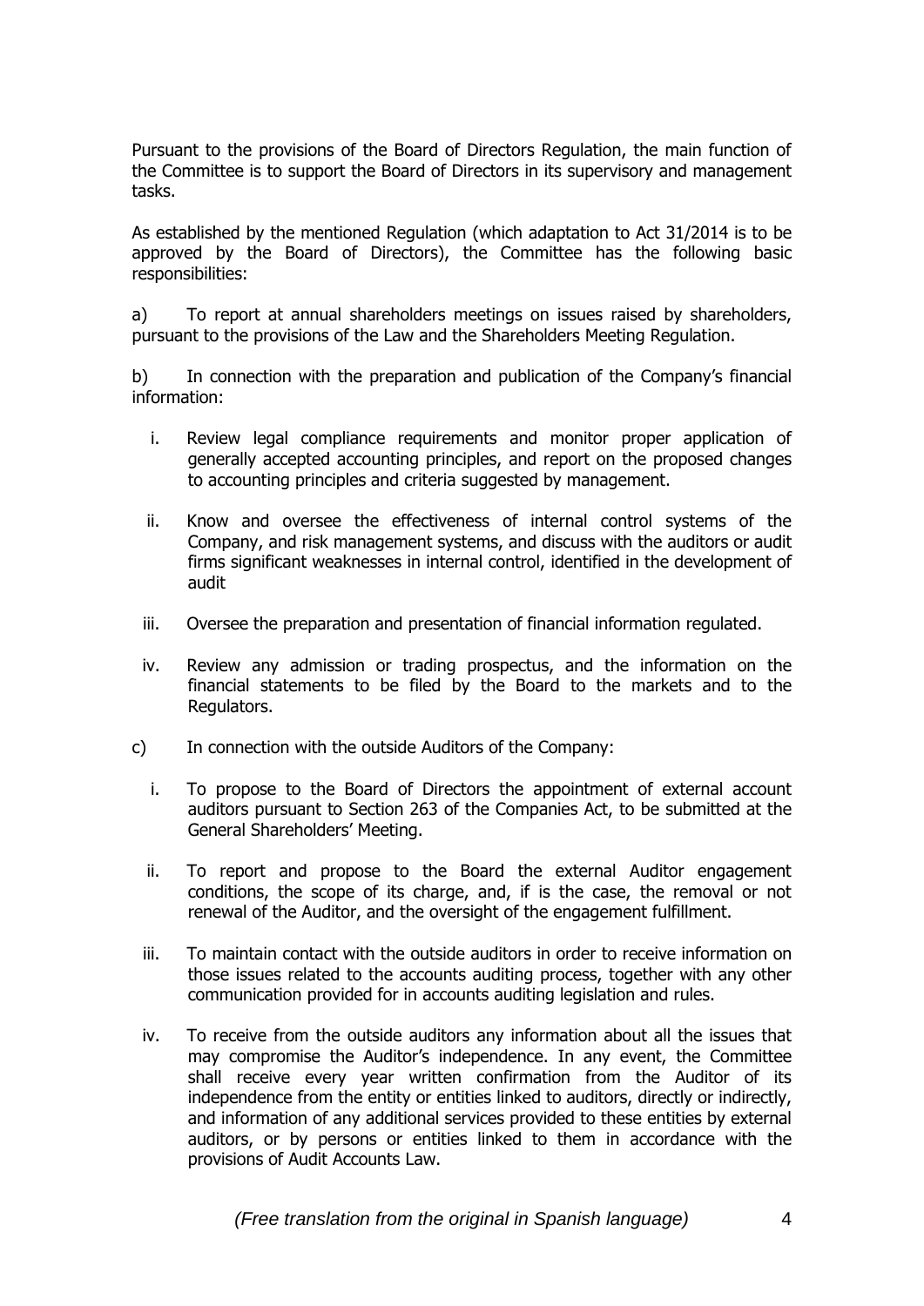Pursuant to the provisions of the Board of Directors Regulation, the main function of the Committee is to support the Board of Directors in its supervisory and management tasks.

As established by the mentioned Regulation (which adaptation to Act 31/2014 is to be approved by the Board of Directors), the Committee has the following basic responsibilities:

a) To report at annual shareholders meetings on issues raised by shareholders, pursuant to the provisions of the Law and the Shareholders Meeting Regulation.

b) In connection with the preparation and publication of the Company's financial information:

  i. Review legal compliance requirements and monitor proper application of generally accepted accounting principles, and report on the proposed changes to accounting principles and criteria suggested by management.

  ii. Know and oversee the effectiveness of internal control systems of the Company, and risk management systems, and discuss with the auditors or audit firms significant weaknesses in internal control, identified in the development of audit

  iii. Oversee the preparation and presentation of financial information regulated.

  iv. Review any admission or trading prospectus, and the information on the financial statements to be filed by the Board to the markets and to the Regulators.

c) In connection with the outside Auditors of the Company:

  i. To propose to the Board of Directors the appointment of external account auditors pursuant to Section 263 of the Companies Act, to be submitted at the General Shareholders' Meeting.

  ii. To report and propose to the Board the external Auditor engagement conditions, the scope of its charge, and, if is the case, the removal or not renewal of the Auditor, and the oversight of the engagement fulfillment.

  iii. To maintain contact with the outside auditors in order to receive information on those issues related to the accounts auditing process, together with any other communication provided for in accounts auditing legislation and rules.

  iv. To receive from the outside auditors any information about all the issues that may compromise the Auditor's independence. In any event, the Committee shall receive every year written confirmation from the Auditor of its independence from the entity or entities linked to auditors, directly or indirectly, and information of any additional services provided to these entities by external auditors, or by persons or entities linked to them in accordance with the provisions of Audit Accounts Law.

*(Free translation from the original in Spanish language)*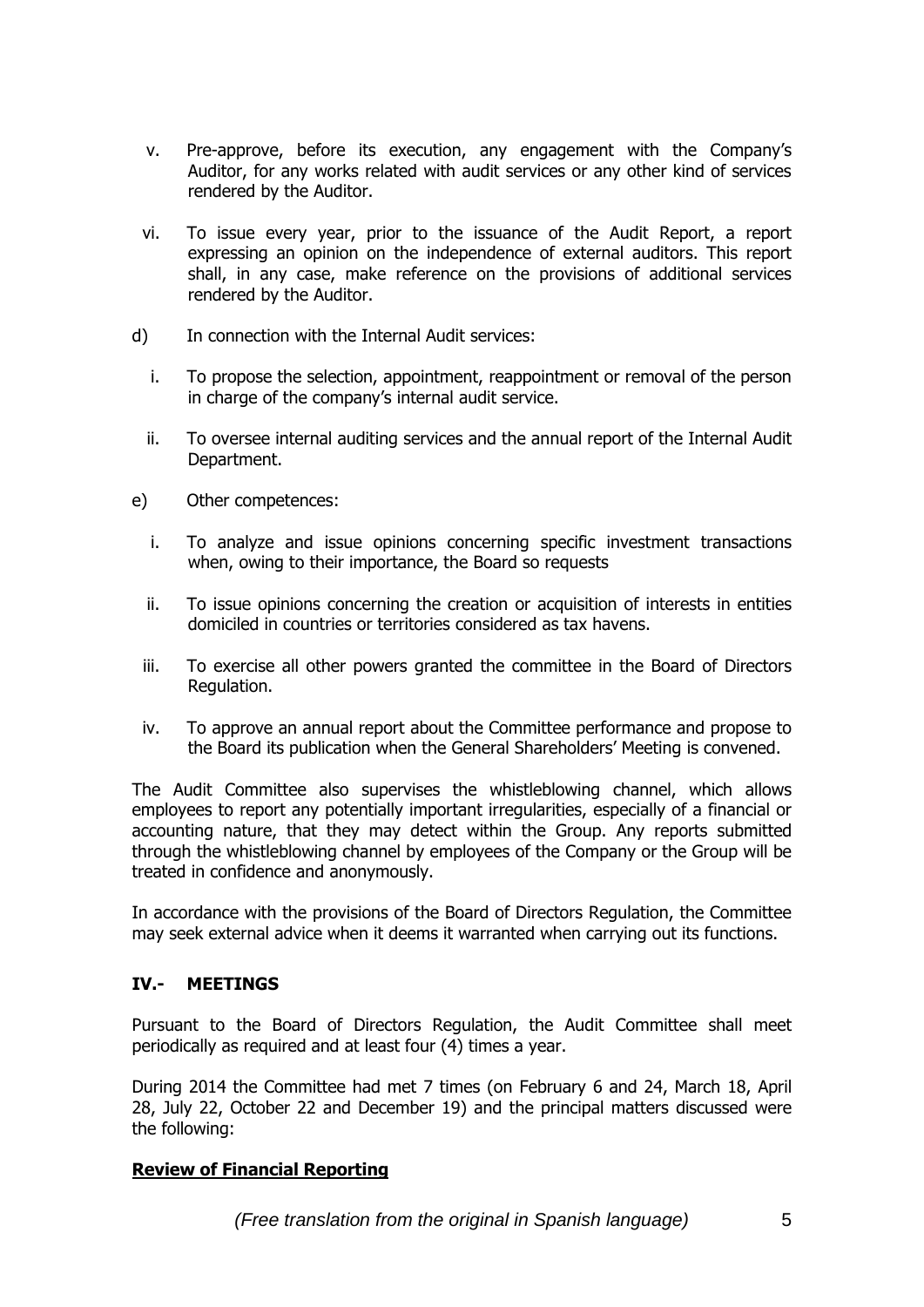v. Pre-approve, before its execution, any engagement with the Company's Auditor, for any works related with audit services or any other kind of services rendered by the Auditor.

vi. To issue every year, prior to the issuance of the Audit Report, a report expressing an opinion on the independence of external auditors. This report shall, in any case, make reference on the provisions of additional services rendered by the Auditor.

d) In connection with the Internal Audit services:

i. To propose the selection, appointment, reappointment or removal of the person in charge of the company's internal audit service.

ii. To oversee internal auditing services and the annual report of the Internal Audit Department.

e) Other competences:

i. To analyze and issue opinions concerning specific investment transactions when, owing to their importance, the Board so requests

ii. To issue opinions concerning the creation or acquisition of interests in entities domiciled in countries or territories considered as tax havens.

iii. To exercise all other powers granted the committee in the Board of Directors Regulation.

iv. To approve an annual report about the Committee performance and propose to the Board its publication when the General Shareholders' Meeting is convened.

The Audit Committee also supervises the whistleblowing channel, which allows employees to report any potentially important irregularities, especially of a financial or accounting nature, that they may detect within the Group. Any reports submitted through the whistleblowing channel by employees of the Company or the Group will be treated in confidence and anonymously.

In accordance with the provisions of the Board of Directors Regulation, the Committee may seek external advice when it deems it warranted when carrying out its functions.

## IV.- MEETINGS

Pursuant to the Board of Directors Regulation, the Audit Committee shall meet periodically as required and at least four (4) times a year.

During 2014 the Committee had met 7 times (on February 6 and 24, March 18, April 28, July 22, October 22 and December 19) and the principal matters discussed were the following:

**Review of Financial Reporting**

*(Free translation from the original in Spanish language)*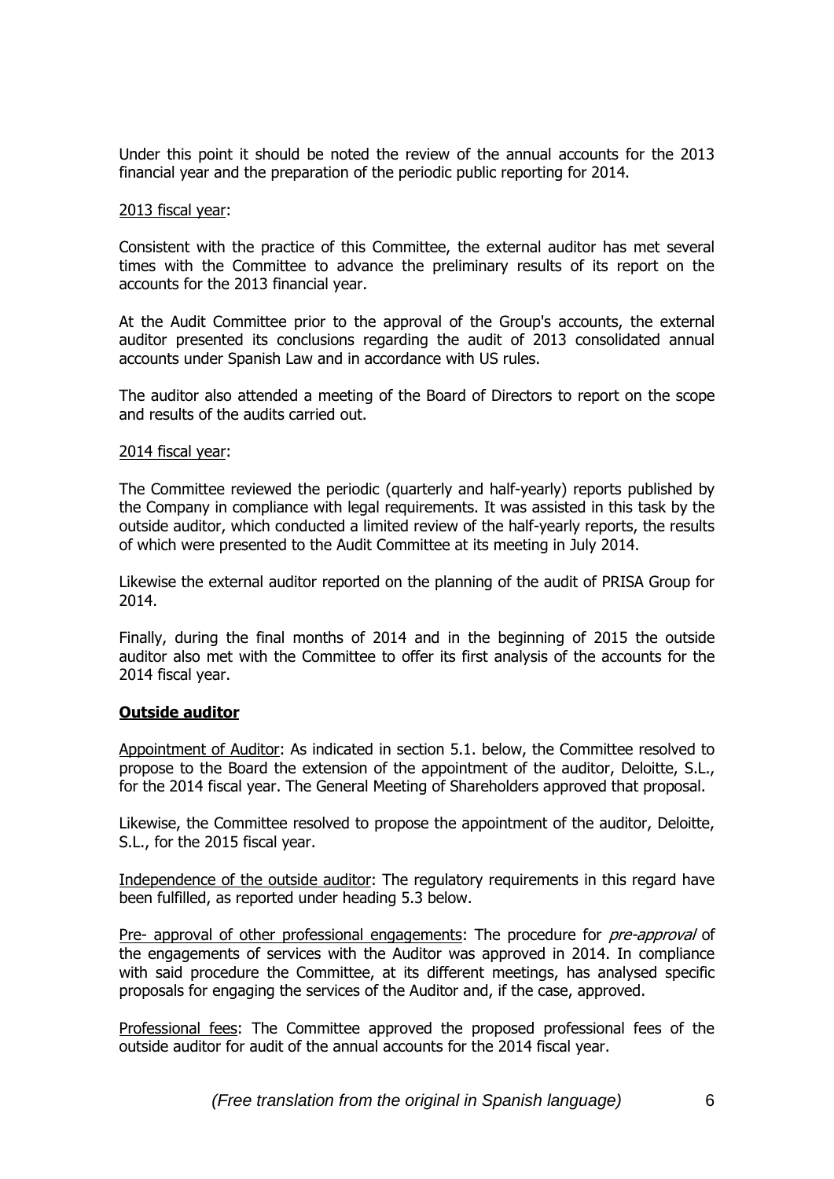Under this point it should be noted the review of the annual accounts for the 2013 financial year and the preparation of the periodic public reporting for 2014.

2013 fiscal year:

Consistent with the practice of this Committee, the external auditor has met several times with the Committee to advance the preliminary results of its report on the accounts for the 2013 financial year.

At the Audit Committee prior to the approval of the Group's accounts, the external auditor presented its conclusions regarding the audit of 2013 consolidated annual accounts under Spanish Law and in accordance with US rules.

The auditor also attended a meeting of the Board of Directors to report on the scope and results of the audits carried out.

2014 fiscal year:

The Committee reviewed the periodic (quarterly and half-yearly) reports published by the Company in compliance with legal requirements. It was assisted in this task by the outside auditor, which conducted a limited review of the half-yearly reports, the results of which were presented to the Audit Committee at its meeting in July 2014.

Likewise the external auditor reported on the planning of the audit of PRISA Group for 2014.

Finally, during the final months of 2014 and in the beginning of 2015 the outside auditor also met with the Committee to offer its first analysis of the accounts for the 2014 fiscal year.

**Outside auditor**

Appointment of Auditor: As indicated in section 5.1. below, the Committee resolved to propose to the Board the extension of the appointment of the auditor, Deloitte, S.L., for the 2014 fiscal year. The General Meeting of Shareholders approved that proposal.

Likewise, the Committee resolved to propose the appointment of the auditor, Deloitte, S.L., for the 2015 fiscal year.

Independence of the outside auditor: The regulatory requirements in this regard have been fulfilled, as reported under heading 5.3 below.

Pre- approval of other professional engagements: The procedure for *pre-approval* of the engagements of services with the Auditor was approved in 2014. In compliance with said procedure the Committee, at its different meetings, has analysed specific proposals for engaging the services of the Auditor and, if the case, approved.

Professional fees: The Committee approved the proposed professional fees of the outside auditor for audit of the annual accounts for the 2014 fiscal year.

*(Free translation from the original in Spanish language)*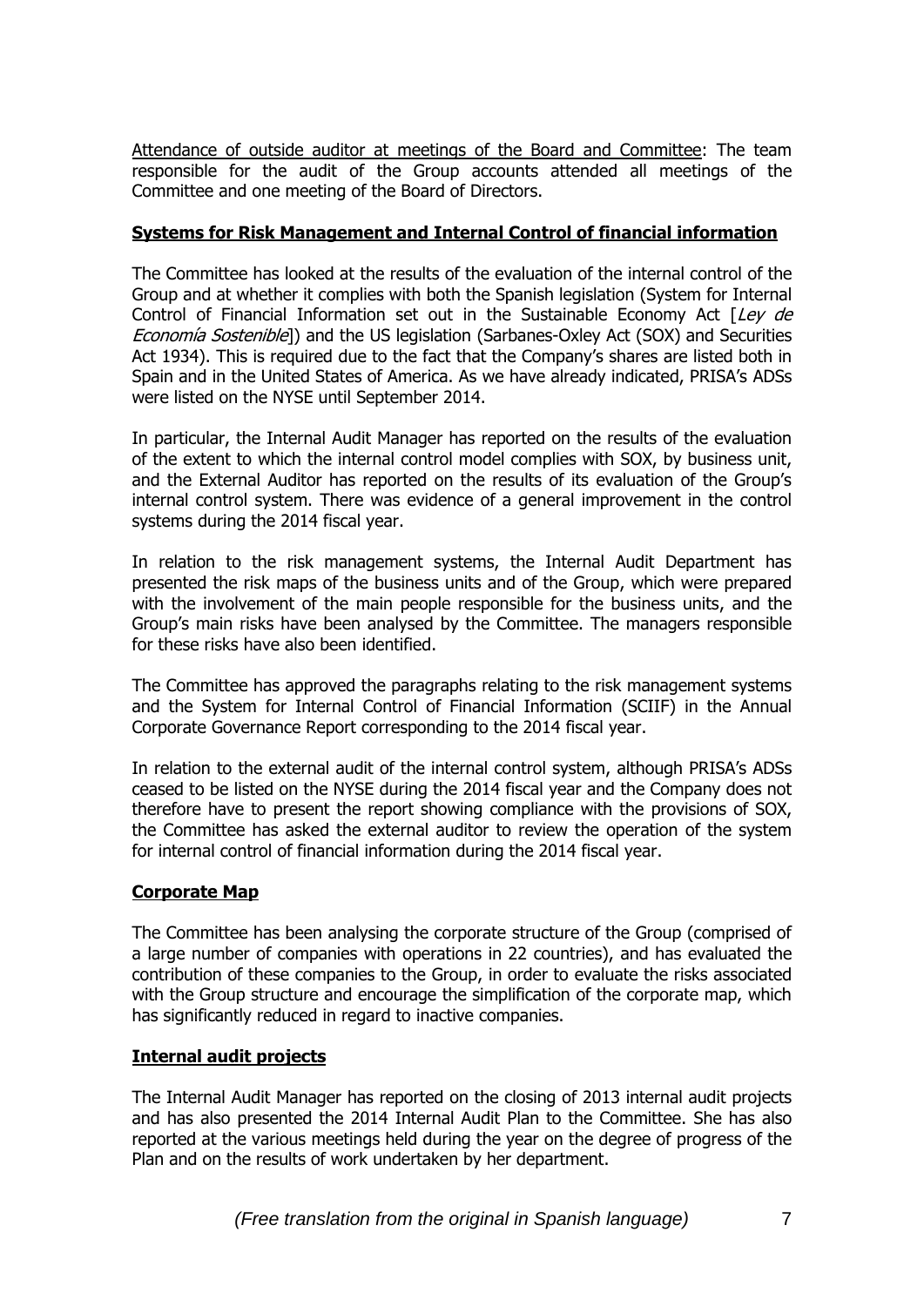Attendance of outside auditor at meetings of the Board and Committee: The team responsible for the audit of the Group accounts attended all meetings of the Committee and one meeting of the Board of Directors.

**Systems for Risk Management and Internal Control of financial information**

The Committee has looked at the results of the evaluation of the internal control of the Group and at whether it complies with both the Spanish legislation (System for Internal Control of Financial Information set out in the Sustainable Economy Act [*Ley de Economía Sostenible*]) and the US legislation (Sarbanes-Oxley Act (SOX) and Securities Act 1934). This is required due to the fact that the Company's shares are listed both in Spain and in the United States of America. As we have already indicated, PRISA's ADSs were listed on the NYSE until September 2014.

In particular, the Internal Audit Manager has reported on the results of the evaluation of the extent to which the internal control model complies with SOX, by business unit, and the External Auditor has reported on the results of its evaluation of the Group's internal control system. There was evidence of a general improvement in the control systems during the 2014 fiscal year.

In relation to the risk management systems, the Internal Audit Department has presented the risk maps of the business units and of the Group, which were prepared with the involvement of the main people responsible for the business units, and the Group's main risks have been analysed by the Committee. The managers responsible for these risks have also been identified.

The Committee has approved the paragraphs relating to the risk management systems and the System for Internal Control of Financial Information (SCIIF) in the Annual Corporate Governance Report corresponding to the 2014 fiscal year.

In relation to the external audit of the internal control system, although PRISA's ADSs ceased to be listed on the NYSE during the 2014 fiscal year and the Company does not therefore have to present the report showing compliance with the provisions of SOX, the Committee has asked the external auditor to review the operation of the system for internal control of financial information during the 2014 fiscal year.

**Corporate Map**

The Committee has been analysing the corporate structure of the Group (comprised of a large number of companies with operations in 22 countries), and has evaluated the contribution of these companies to the Group, in order to evaluate the risks associated with the Group structure and encourage the simplification of the corporate map, which has significantly reduced in regard to inactive companies.

**Internal audit projects**

The Internal Audit Manager has reported on the closing of 2013 internal audit projects and has also presented the 2014 Internal Audit Plan to the Committee. She has also reported at the various meetings held during the year on the degree of progress of the Plan and on the results of work undertaken by her department.

*(Free translation from the original in Spanish language)*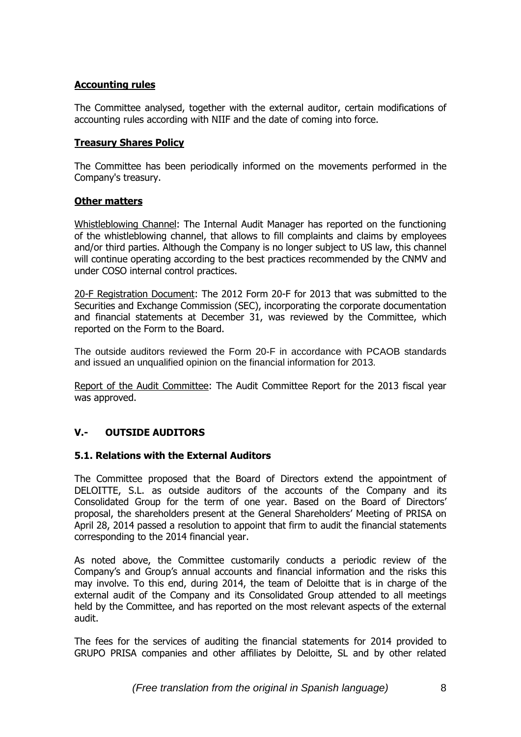**Accounting rules**

The Committee analysed, together with the external auditor, certain modifications of accounting rules according with NIIF and the date of coming into force.

**Treasury Shares Policy**

The Committee has been periodically informed on the movements performed in the Company's treasury.

**Other matters**

Whistleblowing Channel: The Internal Audit Manager has reported on the functioning of the whistleblowing channel, that allows to fill complaints and claims by employees and/or third parties. Although the Company is no longer subject to US law, this channel will continue operating according to the best practices recommended by the CNMV and under COSO internal control practices.

20-F Registration Document: The 2012 Form 20-F for 2013 that was submitted to the Securities and Exchange Commission (SEC), incorporating the corporate documentation and financial statements at December 31, was reviewed by the Committee, which reported on the Form to the Board.

The outside auditors reviewed the Form 20-F in accordance with PCAOB standards and issued an unqualified opinion on the financial information for 2013.

Report of the Audit Committee: The Audit Committee Report for the 2013 fiscal year was approved.

## V.- OUTSIDE AUDITORS

### 5.1. Relations with the External Auditors

The Committee proposed that the Board of Directors extend the appointment of DELOITTE, S.L. as outside auditors of the accounts of the Company and its Consolidated Group for the term of one year. Based on the Board of Directors' proposal, the shareholders present at the General Shareholders' Meeting of PRISA on April 28, 2014 passed a resolution to appoint that firm to audit the financial statements corresponding to the 2014 financial year.

As noted above, the Committee customarily conducts a periodic review of the Company's and Group's annual accounts and financial information and the risks this may involve. To this end, during 2014, the team of Deloitte that is in charge of the external audit of the Company and its Consolidated Group attended to all meetings held by the Committee, and has reported on the most relevant aspects of the external audit.

The fees for the services of auditing the financial statements for 2014 provided to GRUPO PRISA companies and other affiliates by Deloitte, SL and by other related

*(Free translation from the original in Spanish language)*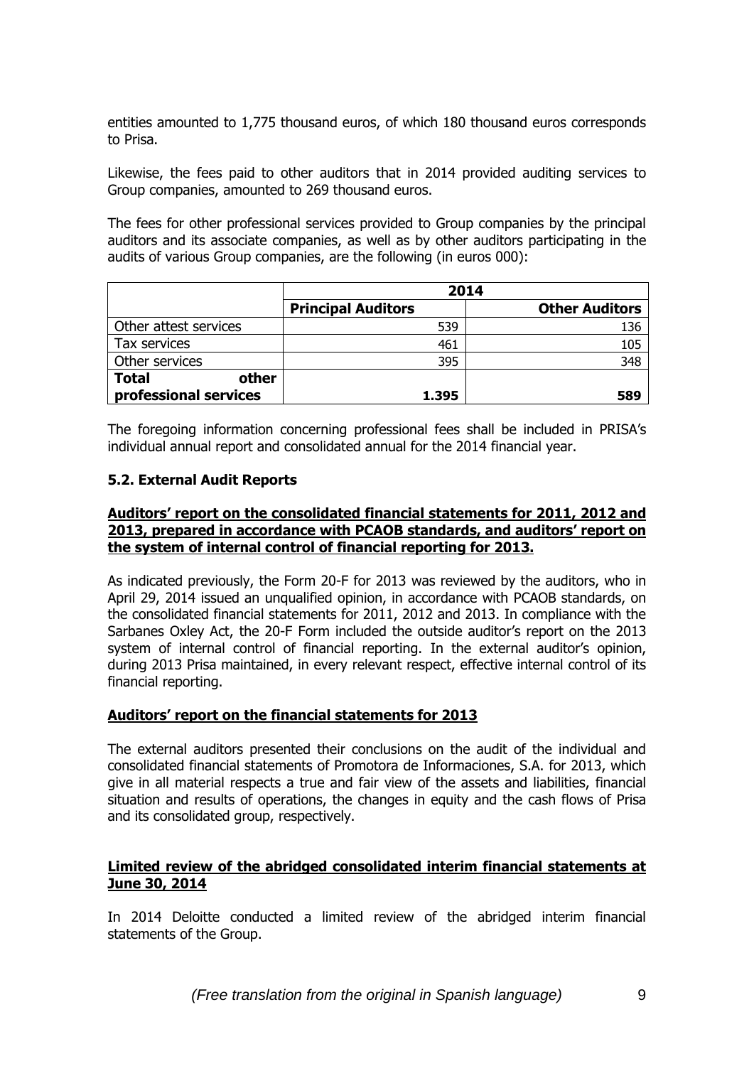entities amounted to 1,775 thousand euros, of which 180 thousand euros corresponds to Prisa.

Likewise, the fees paid to other auditors that in 2014 provided auditing services to Group companies, amounted to 269 thousand euros.

The fees for other professional services provided to Group companies by the principal auditors and its associate companies, as well as by other auditors participating in the audits of various Group companies, are the following (in euros 000):

| | 2014 | |
|---|---|---|
| | **Principal Auditors** | **Other Auditors** |
| Other attest services | 539 | 136 |
| Tax services | 461 | 105 |
| Other services | 395 | 348 |
| **Total other professional services** | **1.395** | **589** |

The foregoing information concerning professional fees shall be included in PRISA's individual annual report and consolidated annual for the 2014 financial year.

### 5.2. External Audit Reports

**Auditors' report on the consolidated financial statements for 2011, 2012 and 2013, prepared in accordance with PCAOB standards, and auditors' report on the system of internal control of financial reporting for 2013.**

As indicated previously, the Form 20-F for 2013 was reviewed by the auditors, who in April 29, 2014 issued an unqualified opinion, in accordance with PCAOB standards, on the consolidated financial statements for 2011, 2012 and 2013. In compliance with the Sarbanes Oxley Act, the 20-F Form included the outside auditor's report on the 2013 system of internal control of financial reporting. In the external auditor's opinion, during 2013 Prisa maintained, in every relevant respect, effective internal control of its financial reporting.

**Auditors' report on the financial statements for 2013**

The external auditors presented their conclusions on the audit of the individual and consolidated financial statements of Promotora de Informaciones, S.A. for 2013, which give in all material respects a true and fair view of the assets and liabilities, financial situation and results of operations, the changes in equity and the cash flows of Prisa and its consolidated group, respectively.

**Limited review of the abridged consolidated interim financial statements at June 30, 2014**

In 2014 Deloitte conducted a limited review of the abridged interim financial statements of the Group.

*(Free translation from the original in Spanish language)*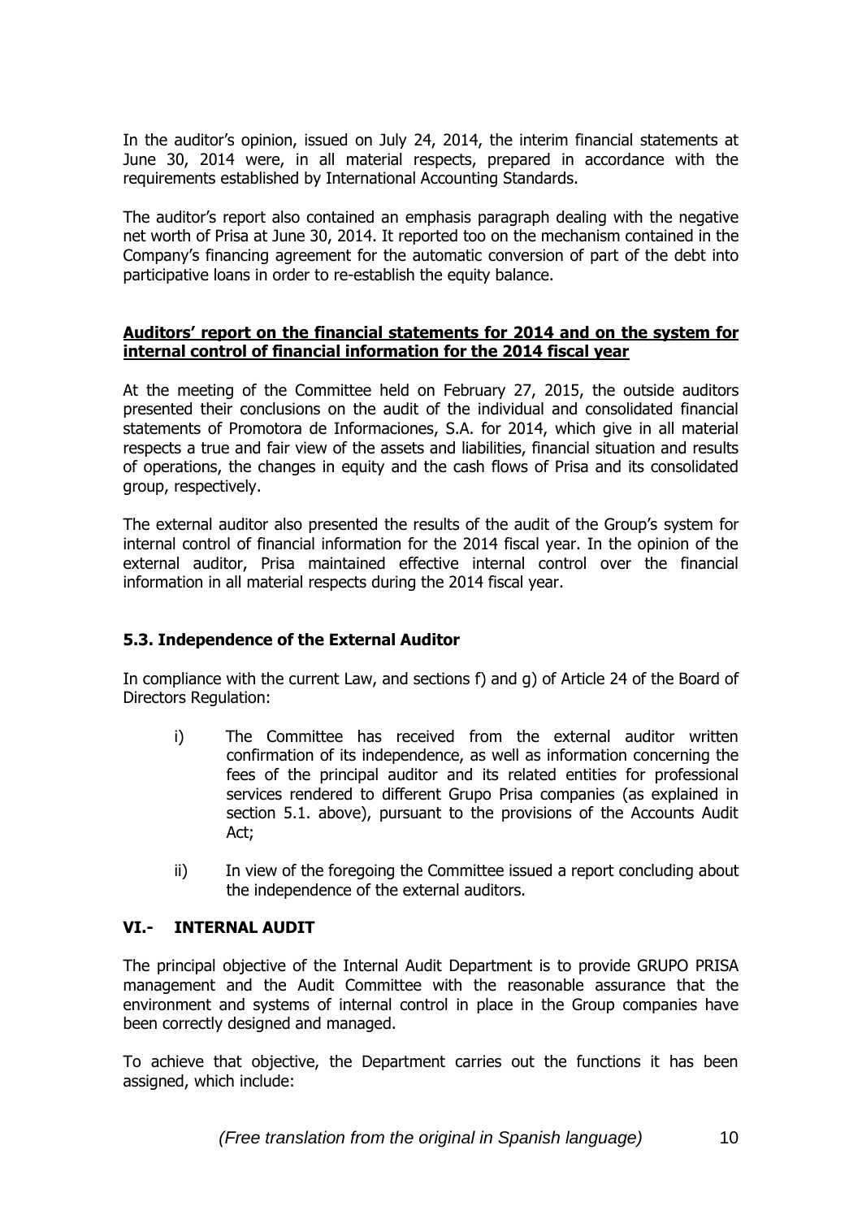In the auditor's opinion, issued on July 24, 2014, the interim financial statements at June 30, 2014 were, in all material respects, prepared in accordance with the requirements established by International Accounting Standards.

The auditor's report also contained an emphasis paragraph dealing with the negative net worth of Prisa at June 30, 2014. It reported too on the mechanism contained in the Company's financing agreement for the automatic conversion of part of the debt into participative loans in order to re-establish the equity balance.

**Auditors' report on the financial statements for 2014 and on the system for internal control of financial information for the 2014 fiscal year**

At the meeting of the Committee held on February 27, 2015, the outside auditors presented their conclusions on the audit of the individual and consolidated financial statements of Promotora de Informaciones, S.A. for 2014, which give in all material respects a true and fair view of the assets and liabilities, financial situation and results of operations, the changes in equity and the cash flows of Prisa and its consolidated group, respectively.

The external auditor also presented the results of the audit of the Group's system for internal control of financial information for the 2014 fiscal year. In the opinion of the external auditor, Prisa maintained effective internal control over the financial information in all material respects during the 2014 fiscal year.

### 5.3. Independence of the External Auditor

In compliance with the current Law, and sections f) and g) of Article 24 of the Board of Directors Regulation:

i) The Committee has received from the external auditor written confirmation of its independence, as well as information concerning the fees of the principal auditor and its related entities for professional services rendered to different Grupo Prisa companies (as explained in section 5.1. above), pursuant to the provisions of the Accounts Audit Act;

ii) In view of the foregoing the Committee issued a report concluding about the independence of the external auditors.

## VI.- INTERNAL AUDIT

The principal objective of the Internal Audit Department is to provide GRUPO PRISA management and the Audit Committee with the reasonable assurance that the environment and systems of internal control in place in the Group companies have been correctly designed and managed.

To achieve that objective, the Department carries out the functions it has been assigned, which include:

*(Free translation from the original in Spanish language)*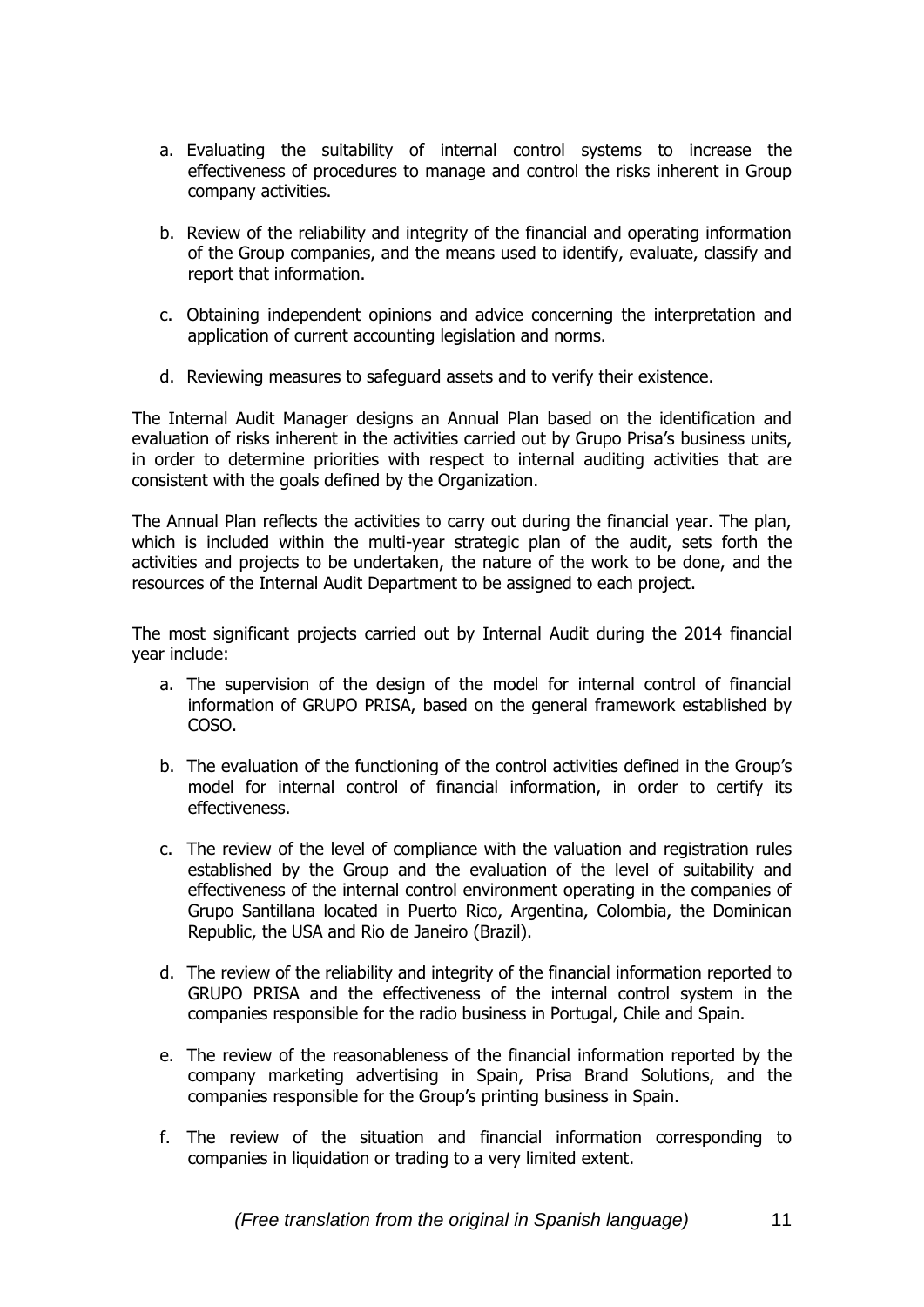a. Evaluating the suitability of internal control systems to increase the effectiveness of procedures to manage and control the risks inherent in Group company activities.

b. Review of the reliability and integrity of the financial and operating information of the Group companies, and the means used to identify, evaluate, classify and report that information.

c. Obtaining independent opinions and advice concerning the interpretation and application of current accounting legislation and norms.

d. Reviewing measures to safeguard assets and to verify their existence.

The Internal Audit Manager designs an Annual Plan based on the identification and evaluation of risks inherent in the activities carried out by Grupo Prisa's business units, in order to determine priorities with respect to internal auditing activities that are consistent with the goals defined by the Organization.

The Annual Plan reflects the activities to carry out during the financial year. The plan, which is included within the multi-year strategic plan of the audit, sets forth the activities and projects to be undertaken, the nature of the work to be done, and the resources of the Internal Audit Department to be assigned to each project.

The most significant projects carried out by Internal Audit during the 2014 financial year include:

a. The supervision of the design of the model for internal control of financial information of GRUPO PRISA, based on the general framework established by COSO.

b. The evaluation of the functioning of the control activities defined in the Group's model for internal control of financial information, in order to certify its effectiveness.

c. The review of the level of compliance with the valuation and registration rules established by the Group and the evaluation of the level of suitability and effectiveness of the internal control environment operating in the companies of Grupo Santillana located in Puerto Rico, Argentina, Colombia, the Dominican Republic, the USA and Rio de Janeiro (Brazil).

d. The review of the reliability and integrity of the financial information reported to GRUPO PRISA and the effectiveness of the internal control system in the companies responsible for the radio business in Portugal, Chile and Spain.

e. The review of the reasonableness of the financial information reported by the company marketing advertising in Spain, Prisa Brand Solutions, and the companies responsible for the Group's printing business in Spain.

f. The review of the situation and financial information corresponding to companies in liquidation or trading to a very limited extent.

*(Free translation from the original in Spanish language)*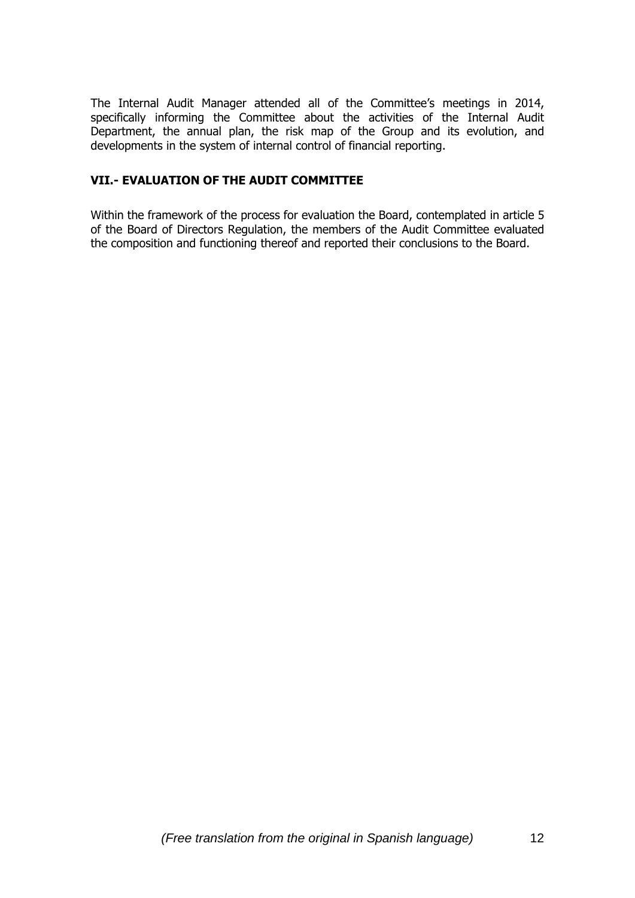The Internal Audit Manager attended all of the Committee's meetings in 2014, specifically informing the Committee about the activities of the Internal Audit Department, the annual plan, the risk map of the Group and its evolution, and developments in the system of internal control of financial reporting.

## VII.- EVALUATION OF THE AUDIT COMMITTEE

Within the framework of the process for evaluation the Board, contemplated in article 5 of the Board of Directors Regulation, the members of the Audit Committee evaluated the composition and functioning thereof and reported their conclusions to the Board.

*(Free translation from the original in Spanish language)*